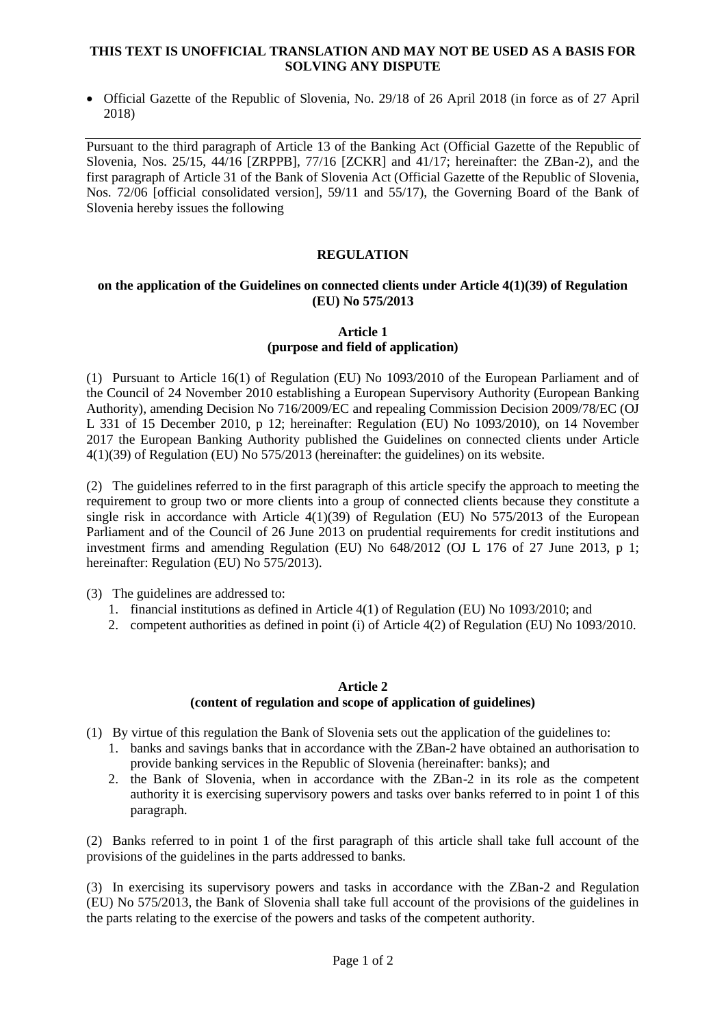**THIS TEXT IS UNOFFICIAL TRANSLATION AND MAY NOT BE USED AS A BASIS FOR SOLVING ANY DISPUTE**

- Official Gazette of the Republic of Slovenia, No. 29/18 of 26 April 2018 (in force as of 27 April 2018)

---

Pursuant to the third paragraph of Article 13 of the Banking Act (Official Gazette of the Republic of Slovenia, Nos. 25/15, 44/16 [ZRPPB], 77/16 [ZCKR] and 41/17; hereinafter: the ZBan-2), and the first paragraph of Article 31 of the Bank of Slovenia Act (Official Gazette of the Republic of Slovenia, Nos. 72/06 [official consolidated version], 59/11 and 55/17), the Governing Board of the Bank of Slovenia hereby issues the following

# REGULATION

## on the application of the Guidelines on connected clients under Article 4(1)(39) of Regulation (EU) No 575/2013

### Article 1
### (purpose and field of application)

(1) Pursuant to Article 16(1) of Regulation (EU) No 1093/2010 of the European Parliament and of the Council of 24 November 2010 establishing a European Supervisory Authority (European Banking Authority), amending Decision No 716/2009/EC and repealing Commission Decision 2009/78/EC (OJ L 331 of 15 December 2010, p 12; hereinafter: Regulation (EU) No 1093/2010), on 14 November 2017 the European Banking Authority published the Guidelines on connected clients under Article 4(1)(39) of Regulation (EU) No 575/2013 (hereinafter: the guidelines) on its website.

(2) The guidelines referred to in the first paragraph of this article specify the approach to meeting the requirement to group two or more clients into a group of connected clients because they constitute a single risk in accordance with Article 4(1)(39) of Regulation (EU) No 575/2013 of the European Parliament and of the Council of 26 June 2013 on prudential requirements for credit institutions and investment firms and amending Regulation (EU) No 648/2012 (OJ L 176 of 27 June 2013, p 1; hereinafter: Regulation (EU) No 575/2013).

(3) The guidelines are addressed to:

1. financial institutions as defined in Article 4(1) of Regulation (EU) No 1093/2010; and
2. competent authorities as defined in point (i) of Article 4(2) of Regulation (EU) No 1093/2010.

### Article 2
### (content of regulation and scope of application of guidelines)

(1) By virtue of this regulation the Bank of Slovenia sets out the application of the guidelines to:

1. banks and savings banks that in accordance with the ZBan-2 have obtained an authorisation to provide banking services in the Republic of Slovenia (hereinafter: banks); and
2. the Bank of Slovenia, when in accordance with the ZBan-2 in its role as the competent authority it is exercising supervisory powers and tasks over banks referred to in point 1 of this paragraph.

(2) Banks referred to in point 1 of the first paragraph of this article shall take full account of the provisions of the guidelines in the parts addressed to banks.

(3) In exercising its supervisory powers and tasks in accordance with the ZBan-2 and Regulation (EU) No 575/2013, the Bank of Slovenia shall take full account of the provisions of the guidelines in the parts relating to the exercise of the powers and tasks of the competent authority.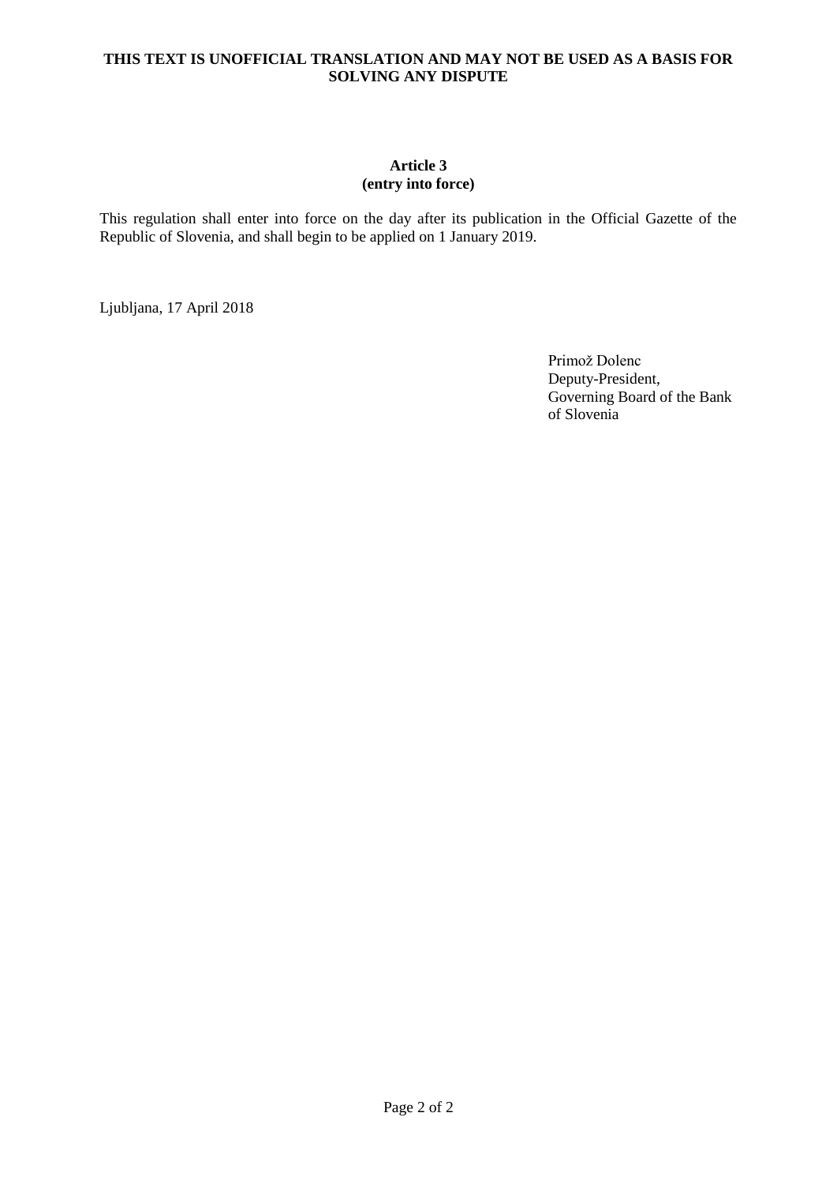**THIS TEXT IS UNOFFICIAL TRANSLATION AND MAY NOT BE USED AS A BASIS FOR SOLVING ANY DISPUTE**

### Article 3
### (entry into force)

This regulation shall enter into force on the day after its publication in the Official Gazette of the Republic of Slovenia, and shall begin to be applied on 1 January 2019.

Ljubljana, 17 April 2018

Primož Dolenc
Deputy-President,
Governing Board of the Bank of Slovenia